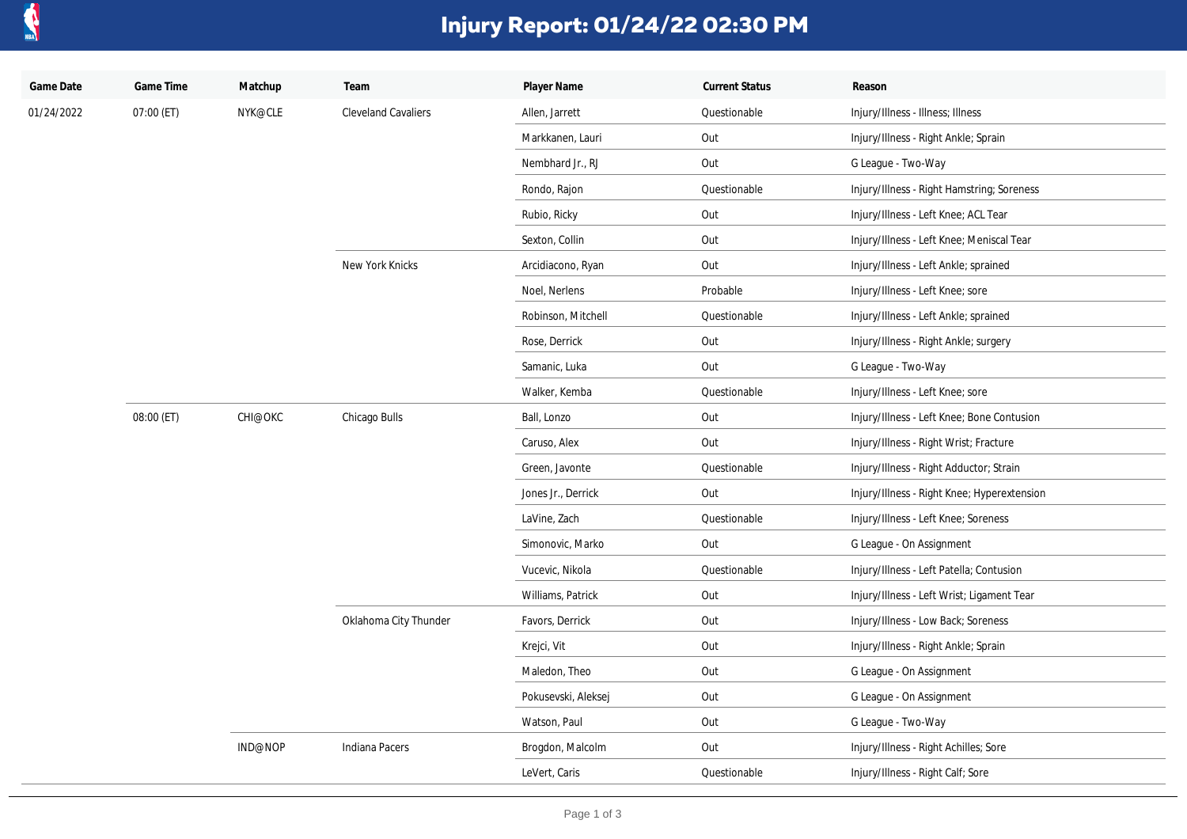# Injury Report: 01/24/22 02:30 PM

| Game Date | Game Time | Matchup | Team | Player Name | Current Status | Reason |
|---|---|---|---|---|---|---|
| 01/24/2022 | 07:00 (ET) | NYK@CLE | Cleveland Cavaliers | Allen, Jarrett | Questionable | Injury/Illness - Illness; Illness |
| | | | | Markkanen, Lauri | Out | Injury/Illness - Right Ankle; Sprain |
| | | | | Nembhard Jr., RJ | Out | G League - Two-Way |
| | | | | Rondo, Rajon | Questionable | Injury/Illness - Right Hamstring; Soreness |
| | | | | Rubio, Ricky | Out | Injury/Illness - Left Knee; ACL Tear |
| | | | | Sexton, Collin | Out | Injury/Illness - Left Knee; Meniscal Tear |
| | | | New York Knicks | Arcidiacono, Ryan | Out | Injury/Illness - Left Ankle; sprained |
| | | | | Noel, Nerlens | Probable | Injury/Illness - Left Knee; sore |
| | | | | Robinson, Mitchell | Questionable | Injury/Illness - Left Ankle; sprained |
| | | | | Rose, Derrick | Out | Injury/Illness - Right Ankle; surgery |
| | | | | Samanic, Luka | Out | G League - Two-Way |
| | | | | Walker, Kemba | Questionable | Injury/Illness - Left Knee; sore |
| | 08:00 (ET) | CHI@OKC | Chicago Bulls | Ball, Lonzo | Out | Injury/Illness - Left Knee; Bone Contusion |
| | | | | Caruso, Alex | Out | Injury/Illness - Right Wrist; Fracture |
| | | | | Green, Javonte | Questionable | Injury/Illness - Right Adductor; Strain |
| | | | | Jones Jr., Derrick | Out | Injury/Illness - Right Knee; Hyperextension |
| | | | | LaVine, Zach | Questionable | Injury/Illness - Left Knee; Soreness |
| | | | | Simonovic, Marko | Out | G League - On Assignment |
| | | | | Vucevic, Nikola | Questionable | Injury/Illness - Left Patella; Contusion |
| | | | | Williams, Patrick | Out | Injury/Illness - Left Wrist; Ligament Tear |
| | | | Oklahoma City Thunder | Favors, Derrick | Out | Injury/Illness - Low Back; Soreness |
| | | | | Krejci, Vit | Out | Injury/Illness - Right Ankle; Sprain |
| | | | | Maledon, Theo | Out | G League - On Assignment |
| | | | | Pokusevski, Aleksej | Out | G League - On Assignment |
| | | | | Watson, Paul | Out | G League - Two-Way |
| | | IND@NOP | Indiana Pacers | Brogdon, Malcolm | Out | Injury/Illness - Right Achilles; Sore |
| | | | | LeVert, Caris | Questionable | Injury/Illness - Right Calf; Sore |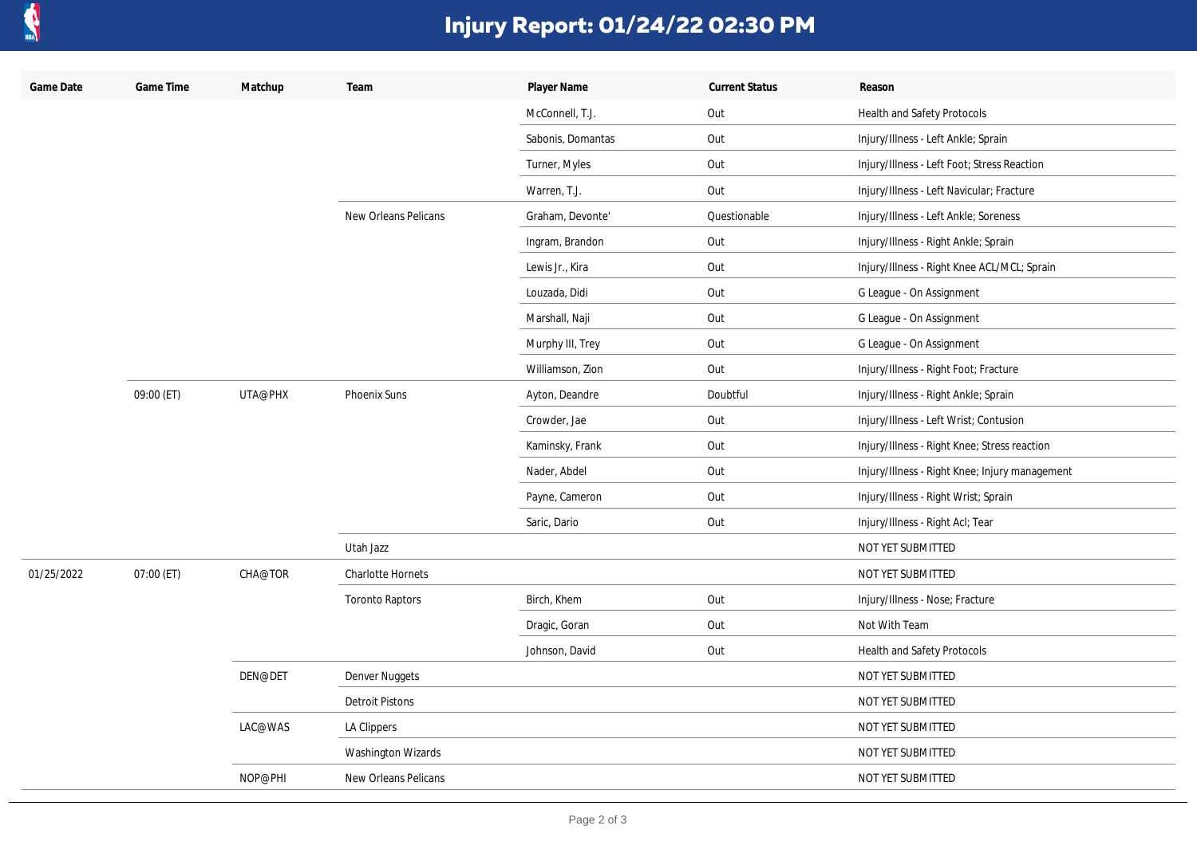# Injury Report: 01/24/22 02:30 PM

| Game Date | Game Time | Matchup | Team | Player Name | Current Status | Reason |
|---|---|---|---|---|---|---|
| | | | | McConnell, T.J. | Out | Health and Safety Protocols |
| | | | | Sabonis, Domantas | Out | Injury/Illness - Left Ankle; Sprain |
| | | | | Turner, Myles | Out | Injury/Illness - Left Foot; Stress Reaction |
| | | | | Warren, T.J. | Out | Injury/Illness - Left Navicular; Fracture |
| | | | New Orleans Pelicans | Graham, Devonte' | Questionable | Injury/Illness - Left Ankle; Soreness |
| | | | | Ingram, Brandon | Out | Injury/Illness - Right Ankle; Sprain |
| | | | | Lewis Jr., Kira | Out | Injury/Illness - Right Knee ACL/MCL; Sprain |
| | | | | Louzada, Didi | Out | G League - On Assignment |
| | | | | Marshall, Naji | Out | G League - On Assignment |
| | | | | Murphy III, Trey | Out | G League - On Assignment |
| | | | | Williamson, Zion | Out | Injury/Illness - Right Foot; Fracture |
| | 09:00 (ET) | UTA@PHX | Phoenix Suns | Ayton, Deandre | Doubtful | Injury/Illness - Right Ankle; Sprain |
| | | | | Crowder, Jae | Out | Injury/Illness - Left Wrist; Contusion |
| | | | | Kaminsky, Frank | Out | Injury/Illness - Right Knee; Stress reaction |
| | | | | Nader, Abdel | Out | Injury/Illness - Right Knee; Injury management |
| | | | | Payne, Cameron | Out | Injury/Illness - Right Wrist; Sprain |
| | | | | Saric, Dario | Out | Injury/Illness - Right Acl; Tear |
| | | | Utah Jazz | | | NOT YET SUBMITTED |
| 01/25/2022 | 07:00 (ET) | CHA@TOR | Charlotte Hornets | | | NOT YET SUBMITTED |
| | | | Toronto Raptors | Birch, Khem | Out | Injury/Illness - Nose; Fracture |
| | | | | Dragic, Goran | Out | Not With Team |
| | | | | Johnson, David | Out | Health and Safety Protocols |
| | | DEN@DET | Denver Nuggets | | | NOT YET SUBMITTED |
| | | | Detroit Pistons | | | NOT YET SUBMITTED |
| | | LAC@WAS | LA Clippers | | | NOT YET SUBMITTED |
| | | | Washington Wizards | | | NOT YET SUBMITTED |
| | | NOP@PHI | New Orleans Pelicans | | | NOT YET SUBMITTED |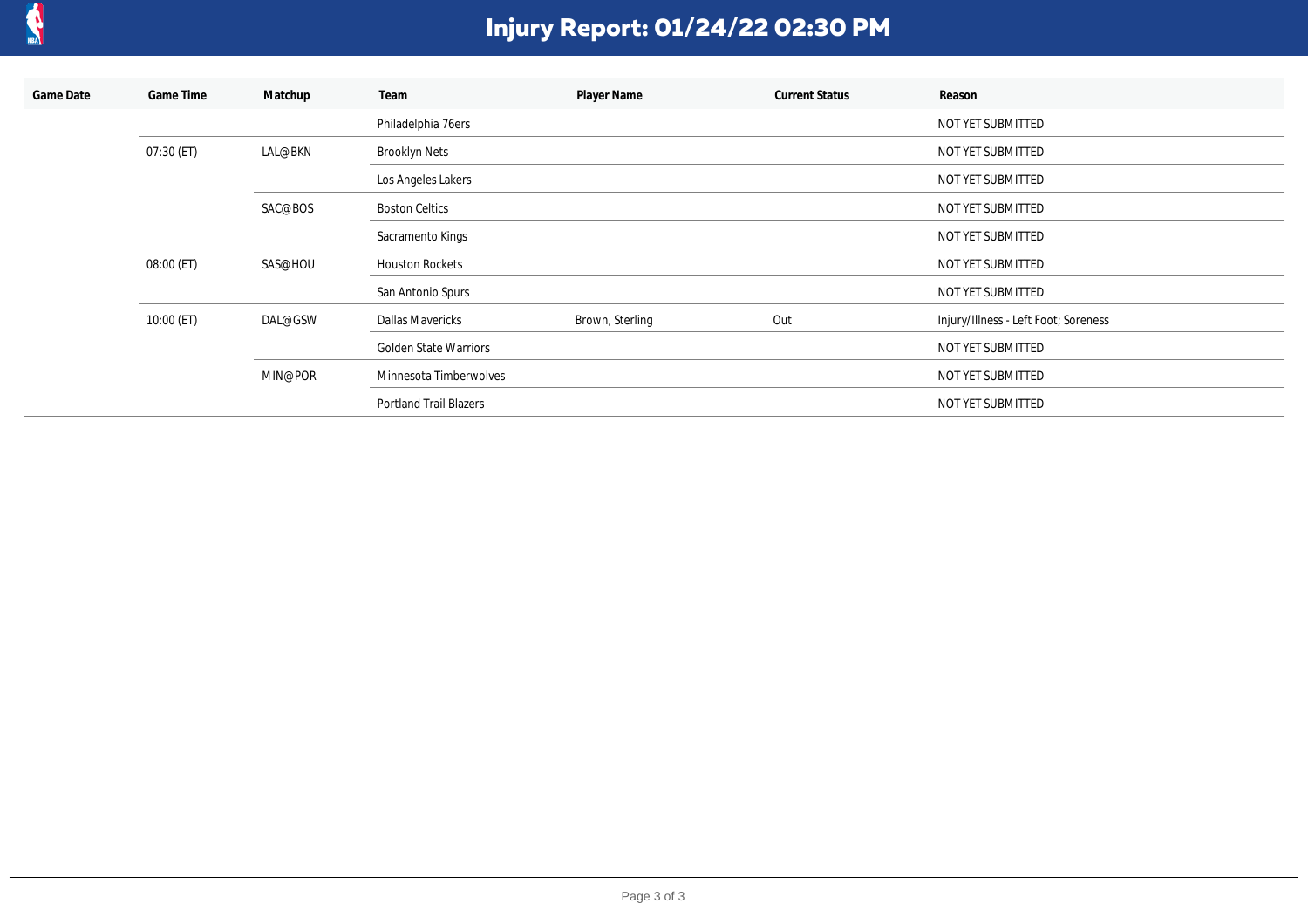# Injury Report: 01/24/22 02:30 PM

| Game Date | Game Time | Matchup | Team | Player Name | Current Status | Reason |
|---|---|---|---|---|---|---|
| | | | Philadelphia 76ers | | | NOT YET SUBMITTED |
| | 07:30 (ET) | LAL@BKN | Brooklyn Nets | | | NOT YET SUBMITTED |
| | | | Los Angeles Lakers | | | NOT YET SUBMITTED |
| | | SAC@BOS | Boston Celtics | | | NOT YET SUBMITTED |
| | | | Sacramento Kings | | | NOT YET SUBMITTED |
| | 08:00 (ET) | SAS@HOU | Houston Rockets | | | NOT YET SUBMITTED |
| | | | San Antonio Spurs | | | NOT YET SUBMITTED |
| | 10:00 (ET) | DAL@GSW | Dallas Mavericks | Brown, Sterling | Out | Injury/Illness - Left Foot; Soreness |
| | | | Golden State Warriors | | | NOT YET SUBMITTED |
| | | MIN@POR | Minnesota Timberwolves | | | NOT YET SUBMITTED |
| | | | Portland Trail Blazers | | | NOT YET SUBMITTED |